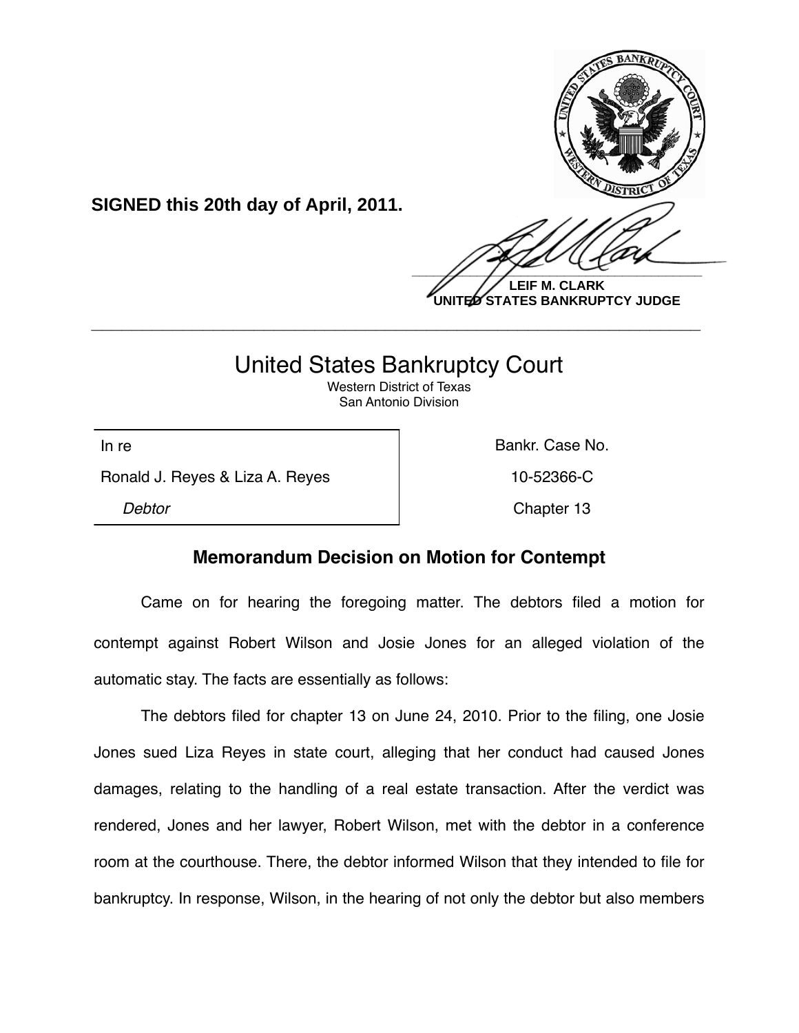**SIGNED this 20th day of April, 2011.**

**LEIF M. CLARK**
**UNITED STATES BANKRUPTCY JUDGE**

---

# United States Bankruptcy Court

Western District of Texas
San Antonio Division

| In re | Bankr. Case No. |
|---|---|
| Ronald J. Reyes & Liza A. Reyes | 10-52366-C |
| *Debtor* | Chapter 13 |

## Memorandum Decision on Motion for Contempt

Came on for hearing the foregoing matter. The debtors filed a motion for contempt against Robert Wilson and Josie Jones for an alleged violation of the automatic stay. The facts are essentially as follows:

The debtors filed for chapter 13 on June 24, 2010. Prior to the filing, one Josie Jones sued Liza Reyes in state court, alleging that her conduct had caused Jones damages, relating to the handling of a real estate transaction. After the verdict was rendered, Jones and her lawyer, Robert Wilson, met with the debtor in a conference room at the courthouse. There, the debtor informed Wilson that they intended to file for bankruptcy. In response, Wilson, in the hearing of not only the debtor but also members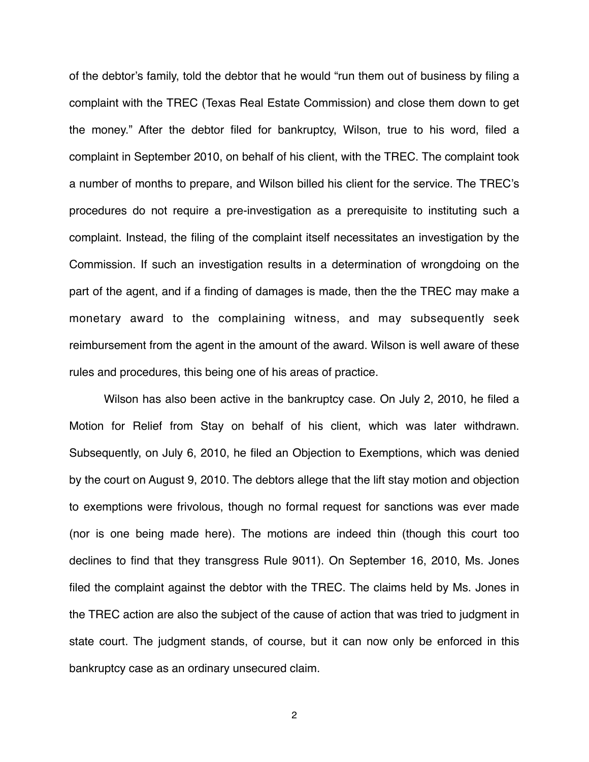of the debtor's family, told the debtor that he would "run them out of business by filing a complaint with the TREC (Texas Real Estate Commission) and close them down to get the money." After the debtor filed for bankruptcy, Wilson, true to his word, filed a complaint in September 2010, on behalf of his client, with the TREC. The complaint took a number of months to prepare, and Wilson billed his client for the service. The TREC's procedures do not require a pre-investigation as a prerequisite to instituting such a complaint. Instead, the filing of the complaint itself necessitates an investigation by the Commission. If such an investigation results in a determination of wrongdoing on the part of the agent, and if a finding of damages is made, then the the TREC may make a monetary award to the complaining witness, and may subsequently seek reimbursement from the agent in the amount of the award. Wilson is well aware of these rules and procedures, this being one of his areas of practice.

Wilson has also been active in the bankruptcy case. On July 2, 2010, he filed a Motion for Relief from Stay on behalf of his client, which was later withdrawn. Subsequently, on July 6, 2010, he filed an Objection to Exemptions, which was denied by the court on August 9, 2010. The debtors allege that the lift stay motion and objection to exemptions were frivolous, though no formal request for sanctions was ever made (nor is one being made here). The motions are indeed thin (though this court too declines to find that they transgress Rule 9011). On September 16, 2010, Ms. Jones filed the complaint against the debtor with the TREC. The claims held by Ms. Jones in the TREC action are also the subject of the cause of action that was tried to judgment in state court. The judgment stands, of course, but it can now only be enforced in this bankruptcy case as an ordinary unsecured claim.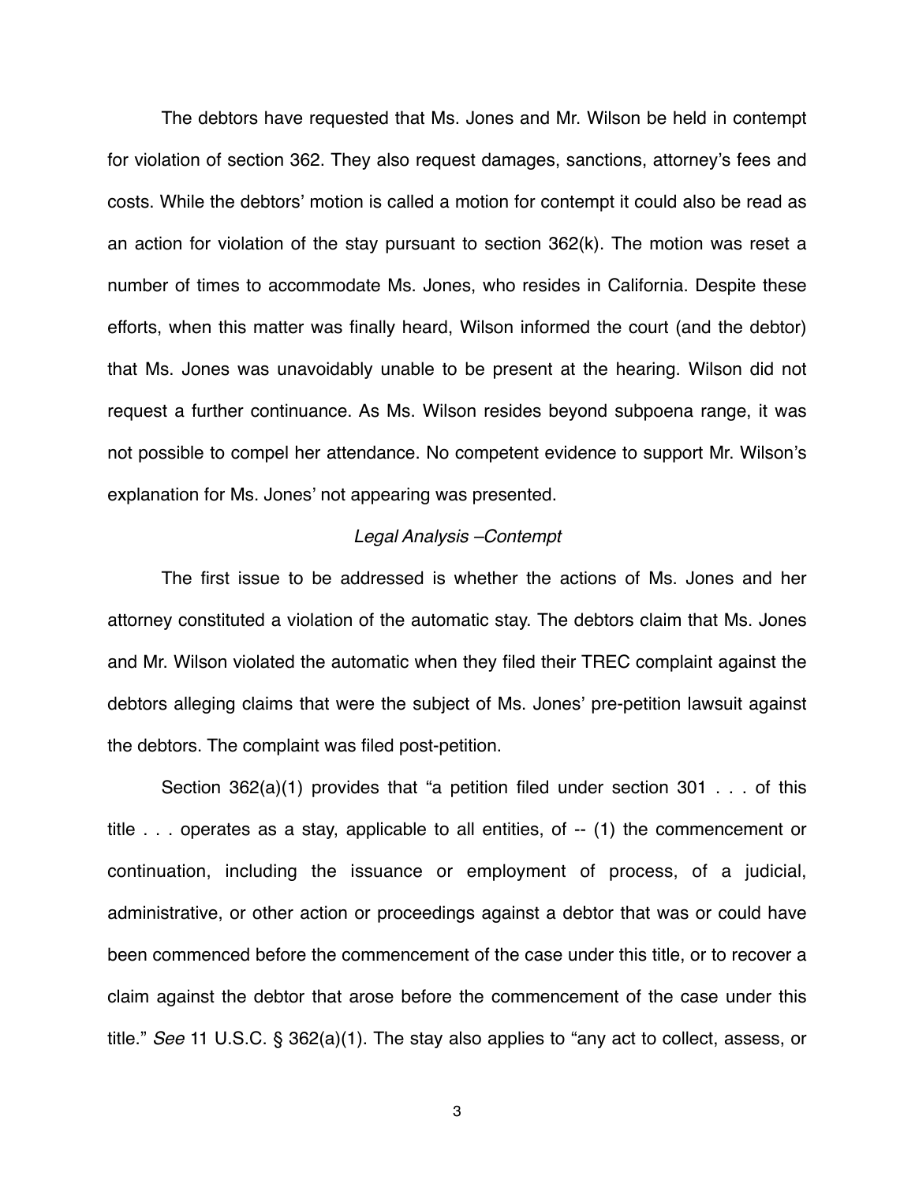The debtors have requested that Ms. Jones and Mr. Wilson be held in contempt for violation of section 362. They also request damages, sanctions, attorney's fees and costs. While the debtors' motion is called a motion for contempt it could also be read as an action for violation of the stay pursuant to section 362(k). The motion was reset a number of times to accommodate Ms. Jones, who resides in California. Despite these efforts, when this matter was finally heard, Wilson informed the court (and the debtor) that Ms. Jones was unavoidably unable to be present at the hearing. Wilson did not request a further continuance. As Ms. Wilson resides beyond subpoena range, it was not possible to compel her attendance. No competent evidence to support Mr. Wilson's explanation for Ms. Jones' not appearing was presented.

*Legal Analysis –Contempt*

The first issue to be addressed is whether the actions of Ms. Jones and her attorney constituted a violation of the automatic stay. The debtors claim that Ms. Jones and Mr. Wilson violated the automatic when they filed their TREC complaint against the debtors alleging claims that were the subject of Ms. Jones' pre-petition lawsuit against the debtors. The complaint was filed post-petition.

Section 362(a)(1) provides that "a petition filed under section 301 . . . of this title . . . operates as a stay, applicable to all entities, of -- (1) the commencement or continuation, including the issuance or employment of process, of a judicial, administrative, or other action or proceedings against a debtor that was or could have been commenced before the commencement of the case under this title, or to recover a claim against the debtor that arose before the commencement of the case under this title." *See* 11 U.S.C. § 362(a)(1). The stay also applies to "any act to collect, assess, or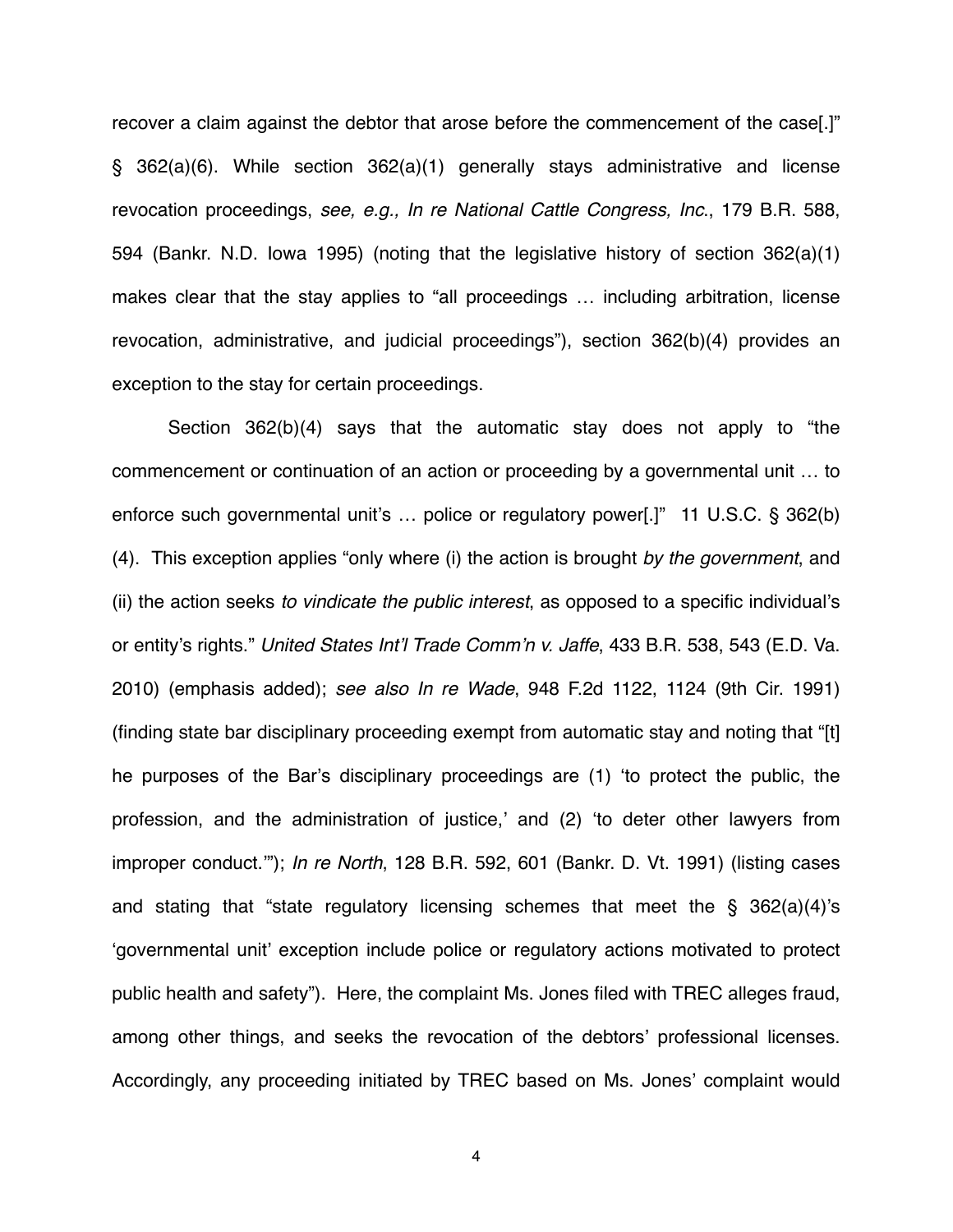recover a claim against the debtor that arose before the commencement of the case[.]" § 362(a)(6). While section 362(a)(1) generally stays administrative and license revocation proceedings, *see, e.g., In re National Cattle Congress, Inc.*, 179 B.R. 588, 594 (Bankr. N.D. Iowa 1995) (noting that the legislative history of section 362(a)(1) makes clear that the stay applies to "all proceedings … including arbitration, license revocation, administrative, and judicial proceedings"), section 362(b)(4) provides an exception to the stay for certain proceedings.

Section 362(b)(4) says that the automatic stay does not apply to "the commencement or continuation of an action or proceeding by a governmental unit … to enforce such governmental unit's … police or regulatory power[.]" 11 U.S.C. § 362(b)(4). This exception applies "only where (i) the action is brought *by the government*, and (ii) the action seeks *to vindicate the public interest*, as opposed to a specific individual's or entity's rights." *United States Int'l Trade Comm'n v. Jaffe*, 433 B.R. 538, 543 (E.D. Va. 2010) (emphasis added); *see also In re Wade*, 948 F.2d 1122, 1124 (9th Cir. 1991) (finding state bar disciplinary proceeding exempt from automatic stay and noting that "[t]he purposes of the Bar's disciplinary proceedings are (1) 'to protect the public, the profession, and the administration of justice,' and (2) 'to deter other lawyers from improper conduct.'"); *In re North*, 128 B.R. 592, 601 (Bankr. D. Vt. 1991) (listing cases and stating that "state regulatory licensing schemes that meet the § 362(a)(4)'s 'governmental unit' exception include police or regulatory actions motivated to protect public health and safety"). Here, the complaint Ms. Jones filed with TREC alleges fraud, among other things, and seeks the revocation of the debtors' professional licenses. Accordingly, any proceeding initiated by TREC based on Ms. Jones' complaint would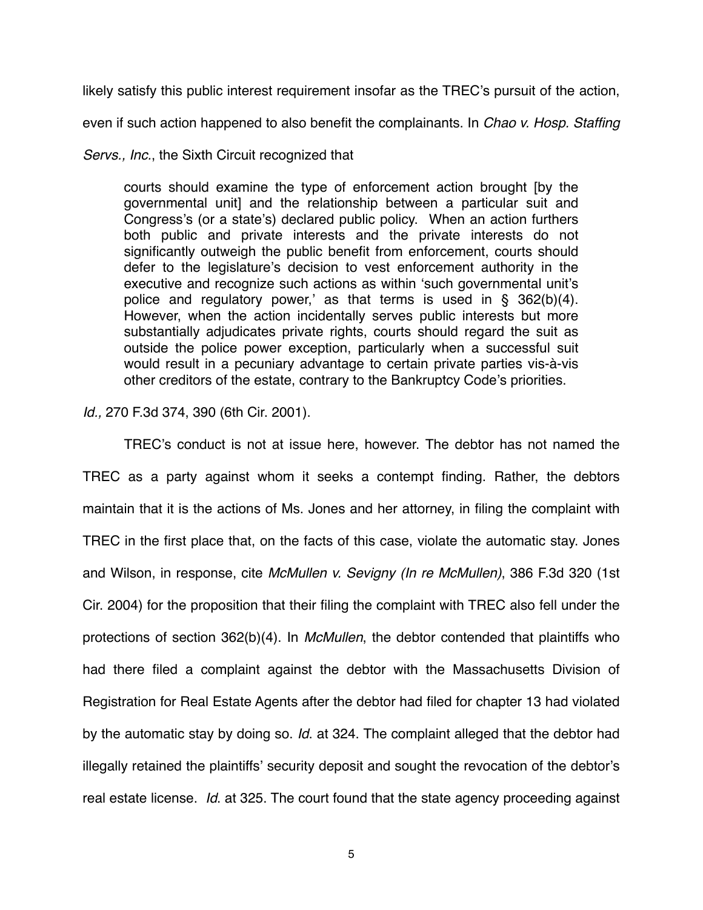likely satisfy this public interest requirement insofar as the TREC's pursuit of the action, even if such action happened to also benefit the complainants. In *Chao v. Hosp. Staffing Servs., Inc.*, the Sixth Circuit recognized that

> courts should examine the type of enforcement action brought [by the governmental unit] and the relationship between a particular suit and Congress's (or a state's) declared public policy. When an action furthers both public and private interests and the private interests do not significantly outweigh the public benefit from enforcement, courts should defer to the legislature's decision to vest enforcement authority in the executive and recognize such actions as within 'such governmental unit's police and regulatory power,' as that terms is used in § 362(b)(4). However, when the action incidentally serves public interests but more substantially adjudicates private rights, courts should regard the suit as outside the police power exception, particularly when a successful suit would result in a pecuniary advantage to certain private parties vis-à-vis other creditors of the estate, contrary to the Bankruptcy Code's priorities.

*Id.,* 270 F.3d 374, 390 (6th Cir. 2001).

TREC's conduct is not at issue here, however. The debtor has not named the TREC as a party against whom it seeks a contempt finding. Rather, the debtors maintain that it is the actions of Ms. Jones and her attorney, in filing the complaint with TREC in the first place that, on the facts of this case, violate the automatic stay. Jones and Wilson, in response, cite *McMullen v. Sevigny (In re McMullen)*, 386 F.3d 320 (1st Cir. 2004) for the proposition that their filing the complaint with TREC also fell under the protections of section 362(b)(4). In *McMullen*, the debtor contended that plaintiffs who had there filed a complaint against the debtor with the Massachusetts Division of Registration for Real Estate Agents after the debtor had filed for chapter 13 had violated by the automatic stay by doing so. *Id*. at 324. The complaint alleged that the debtor had illegally retained the plaintiffs' security deposit and sought the revocation of the debtor's real estate license. *Id*. at 325. The court found that the state agency proceeding against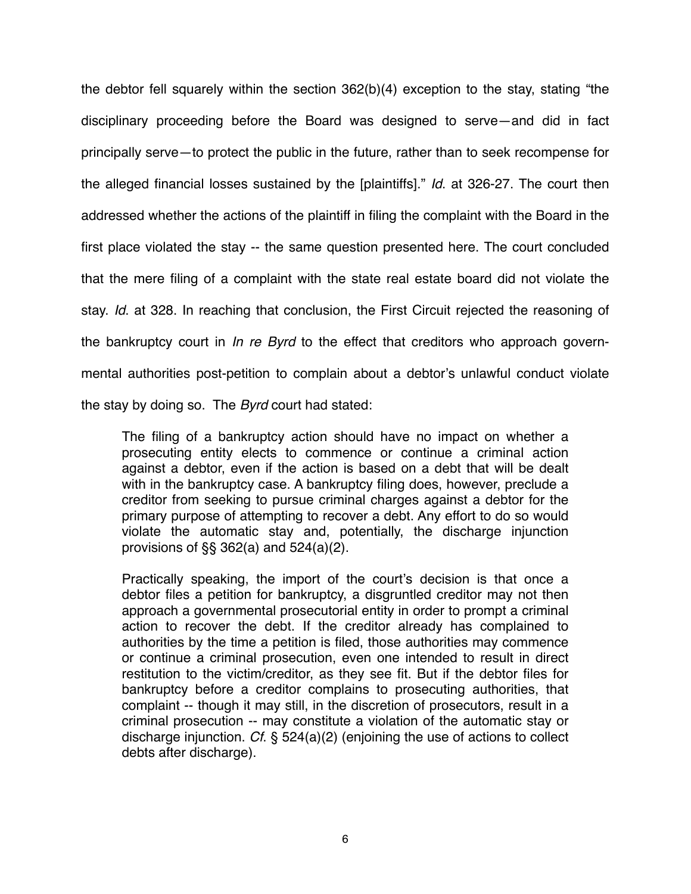the debtor fell squarely within the section 362(b)(4) exception to the stay, stating "the disciplinary proceeding before the Board was designed to serve—and did in fact principally serve—to protect the public in the future, rather than to seek recompense for the alleged financial losses sustained by the [plaintiffs]." *Id.* at 326-27. The court then addressed whether the actions of the plaintiff in filing the complaint with the Board in the first place violated the stay -- the same question presented here. The court concluded that the mere filing of a complaint with the state real estate board did not violate the stay. *Id.* at 328. In reaching that conclusion, the First Circuit rejected the reasoning of the bankruptcy court in *In re Byrd* to the effect that creditors who approach governmental authorities post-petition to complain about a debtor's unlawful conduct violate the stay by doing so. The *Byrd* court had stated:

> The filing of a bankruptcy action should have no impact on whether a prosecuting entity elects to commence or continue a criminal action against a debtor, even if the action is based on a debt that will be dealt with in the bankruptcy case. A bankruptcy filing does, however, preclude a creditor from seeking to pursue criminal charges against a debtor for the primary purpose of attempting to recover a debt. Any effort to do so would violate the automatic stay and, potentially, the discharge injunction provisions of §§ 362(a) and 524(a)(2).
>
> Practically speaking, the import of the court's decision is that once a debtor files a petition for bankruptcy, a disgruntled creditor may not then approach a governmental prosecutorial entity in order to prompt a criminal action to recover the debt. If the creditor already has complained to authorities by the time a petition is filed, those authorities may commence or continue a criminal prosecution, even one intended to result in direct restitution to the victim/creditor, as they see fit. But if the debtor files for bankruptcy before a creditor complains to prosecuting authorities, that complaint -- though it may still, in the discretion of prosecutors, result in a criminal prosecution -- may constitute a violation of the automatic stay or discharge injunction. *Cf.* § 524(a)(2) (enjoining the use of actions to collect debts after discharge).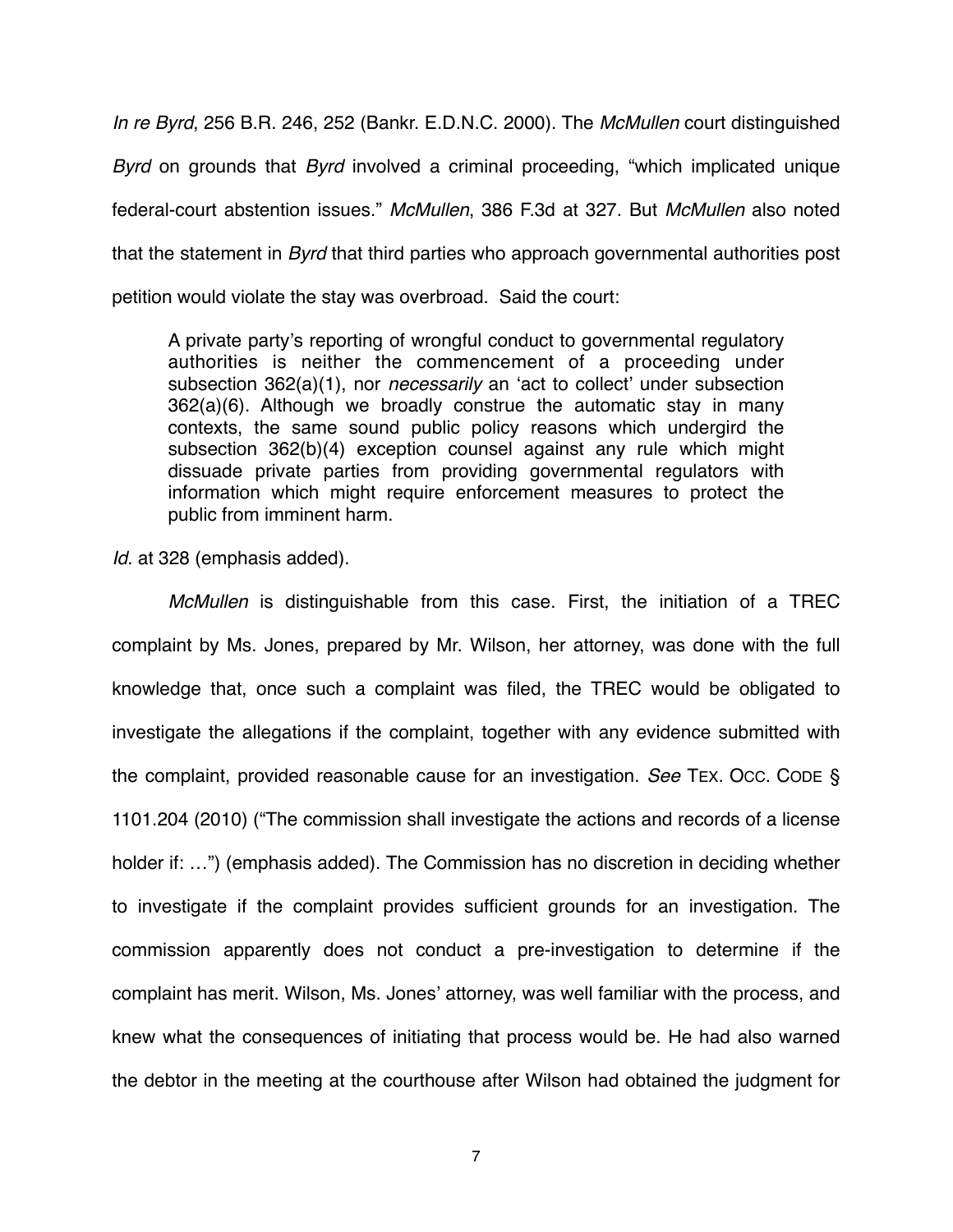*In re Byrd*, 256 B.R. 246, 252 (Bankr. E.D.N.C. 2000). The *McMullen* court distinguished *Byrd* on grounds that *Byrd* involved a criminal proceeding, "which implicated unique federal-court abstention issues." *McMullen*, 386 F.3d at 327. But *McMullen* also noted that the statement in *Byrd* that third parties who approach governmental authorities post petition would violate the stay was overbroad. Said the court:

> A private party's reporting of wrongful conduct to governmental regulatory authorities is neither the commencement of a proceeding under subsection 362(a)(1), nor *necessarily* an 'act to collect' under subsection 362(a)(6). Although we broadly construe the automatic stay in many contexts, the same sound public policy reasons which undergird the subsection 362(b)(4) exception counsel against any rule which might dissuade private parties from providing governmental regulators with information which might require enforcement measures to protect the public from imminent harm.

*Id*. at 328 (emphasis added).

*McMullen* is distinguishable from this case. First, the initiation of a TREC complaint by Ms. Jones, prepared by Mr. Wilson, her attorney, was done with the full knowledge that, once such a complaint was filed, the TREC would be obligated to investigate the allegations if the complaint, together with any evidence submitted with the complaint, provided reasonable cause for an investigation. *See* TEX. OCC. CODE § 1101.204 (2010) ("The commission shall investigate the actions and records of a license holder if: …") (emphasis added). The Commission has no discretion in deciding whether to investigate if the complaint provides sufficient grounds for an investigation. The commission apparently does not conduct a pre-investigation to determine if the complaint has merit. Wilson, Ms. Jones' attorney, was well familiar with the process, and knew what the consequences of initiating that process would be. He had also warned the debtor in the meeting at the courthouse after Wilson had obtained the judgment for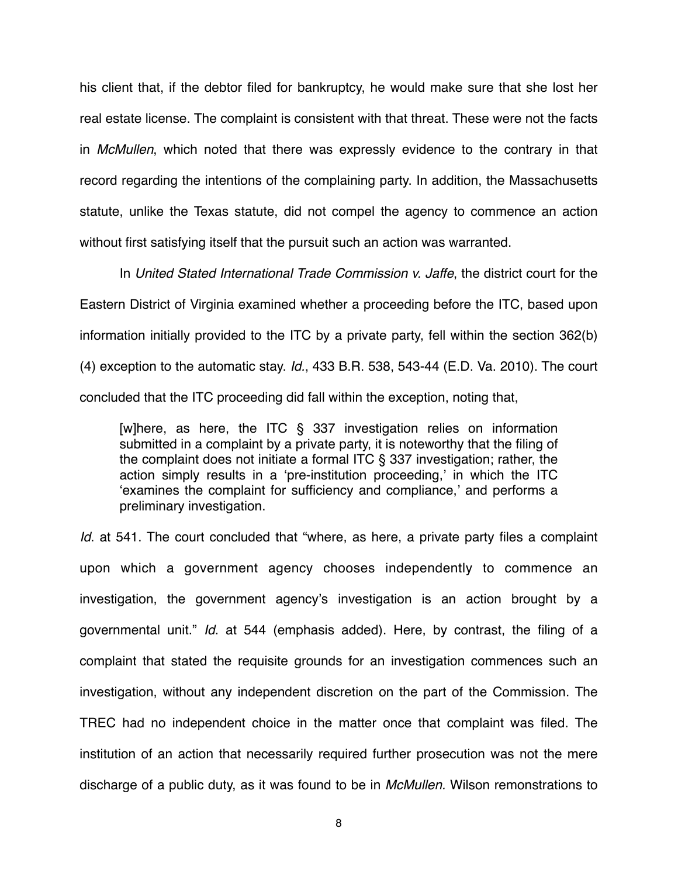his client that, if the debtor filed for bankruptcy, he would make sure that she lost her real estate license. The complaint is consistent with that threat. These were not the facts in *McMullen*, which noted that there was expressly evidence to the contrary in that record regarding the intentions of the complaining party. In addition, the Massachusetts statute, unlike the Texas statute, did not compel the agency to commence an action without first satisfying itself that the pursuit such an action was warranted.

In *United Stated International Trade Commission v. Jaffe*, the district court for the Eastern District of Virginia examined whether a proceeding before the ITC, based upon information initially provided to the ITC by a private party, fell within the section 362(b)(4) exception to the automatic stay. *Id.*, 433 B.R. 538, 543-44 (E.D. Va. 2010). The court concluded that the ITC proceeding did fall within the exception, noting that,

> [w]here, as here, the ITC § 337 investigation relies on information submitted in a complaint by a private party, it is noteworthy that the filing of the complaint does not initiate a formal ITC § 337 investigation; rather, the action simply results in a 'pre-institution proceeding,' in which the ITC 'examines the complaint for sufficiency and compliance,' and performs a preliminary investigation.

*Id*. at 541. The court concluded that "where, as here, a private party files a complaint upon which a government agency chooses independently to commence an investigation, the government agency's investigation is an action brought by a governmental unit." *Id*. at 544 (emphasis added). Here, by contrast, the filing of a complaint that stated the requisite grounds for an investigation commences such an investigation, without any independent discretion on the part of the Commission. The TREC had no independent choice in the matter once that complaint was filed. The institution of an action that necessarily required further prosecution was not the mere discharge of a public duty, as it was found to be in *McMullen.* Wilson remonstrations to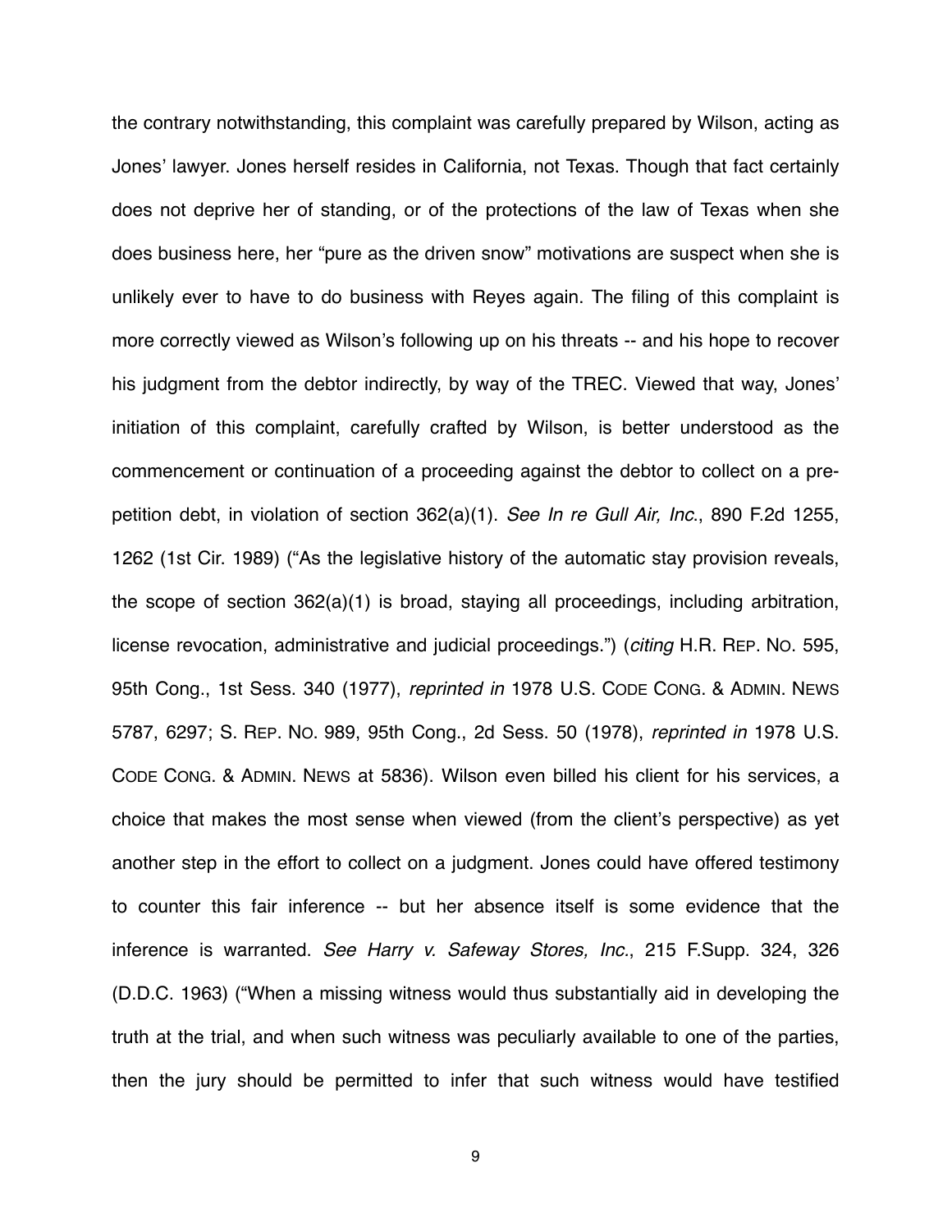the contrary notwithstanding, this complaint was carefully prepared by Wilson, acting as Jones' lawyer. Jones herself resides in California, not Texas. Though that fact certainly does not deprive her of standing, or of the protections of the law of Texas when she does business here, her "pure as the driven snow" motivations are suspect when she is unlikely ever to have to do business with Reyes again. The filing of this complaint is more correctly viewed as Wilson's following up on his threats -- and his hope to recover his judgment from the debtor indirectly, by way of the TREC. Viewed that way, Jones' initiation of this complaint, carefully crafted by Wilson, is better understood as the commencement or continuation of a proceeding against the debtor to collect on a pre-petition debt, in violation of section 362(a)(1). *See In re Gull Air, Inc.*, 890 F.2d 1255, 1262 (1st Cir. 1989) ("As the legislative history of the automatic stay provision reveals, the scope of section 362(a)(1) is broad, staying all proceedings, including arbitration, license revocation, administrative and judicial proceedings.") (*citing* H.R. REP. NO. 595, 95th Cong., 1st Sess. 340 (1977), *reprinted in* 1978 U.S. CODE CONG. & ADMIN. NEWS 5787, 6297; S. REP. NO. 989, 95th Cong., 2d Sess. 50 (1978), *reprinted in* 1978 U.S. CODE CONG. & ADMIN. NEWS at 5836). Wilson even billed his client for his services, a choice that makes the most sense when viewed (from the client's perspective) as yet another step in the effort to collect on a judgment. Jones could have offered testimony to counter this fair inference -- but her absence itself is some evidence that the inference is warranted. *See Harry v. Safeway Stores, Inc.*, 215 F.Supp. 324, 326 (D.D.C. 1963) ("When a missing witness would thus substantially aid in developing the truth at the trial, and when such witness was peculiarly available to one of the parties, then the jury should be permitted to infer that such witness would have testified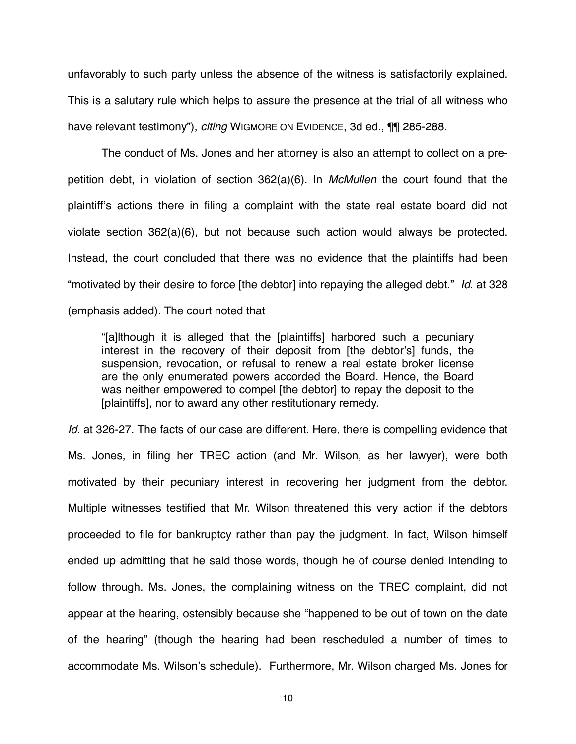unfavorably to such party unless the absence of the witness is satisfactorily explained. This is a salutary rule which helps to assure the presence at the trial of all witness who have relevant testimony"), *citing* WIGMORE ON EVIDENCE, 3d ed., ¶¶ 285-288.

The conduct of Ms. Jones and her attorney is also an attempt to collect on a pre-petition debt, in violation of section 362(a)(6). In *McMullen* the court found that the plaintiff's actions there in filing a complaint with the state real estate board did not violate section 362(a)(6), but not because such action would always be protected. Instead, the court concluded that there was no evidence that the plaintiffs had been "motivated by their desire to force [the debtor] into repaying the alleged debt." *Id*. at 328 (emphasis added). The court noted that

> "[a]lthough it is alleged that the [plaintiffs] harbored such a pecuniary interest in the recovery of their deposit from [the debtor's] funds, the suspension, revocation, or refusal to renew a real estate broker license are the only enumerated powers accorded the Board. Hence, the Board was neither empowered to compel [the debtor] to repay the deposit to the [plaintiffs], nor to award any other restitutionary remedy.

*Id*. at 326-27. The facts of our case are different. Here, there is compelling evidence that Ms. Jones, in filing her TREC action (and Mr. Wilson, as her lawyer), were both motivated by their pecuniary interest in recovering her judgment from the debtor. Multiple witnesses testified that Mr. Wilson threatened this very action if the debtors proceeded to file for bankruptcy rather than pay the judgment. In fact, Wilson himself ended up admitting that he said those words, though he of course denied intending to follow through. Ms. Jones, the complaining witness on the TREC complaint, did not appear at the hearing, ostensibly because she "happened to be out of town on the date of the hearing" (though the hearing had been rescheduled a number of times to accommodate Ms. Wilson's schedule). Furthermore, Mr. Wilson charged Ms. Jones for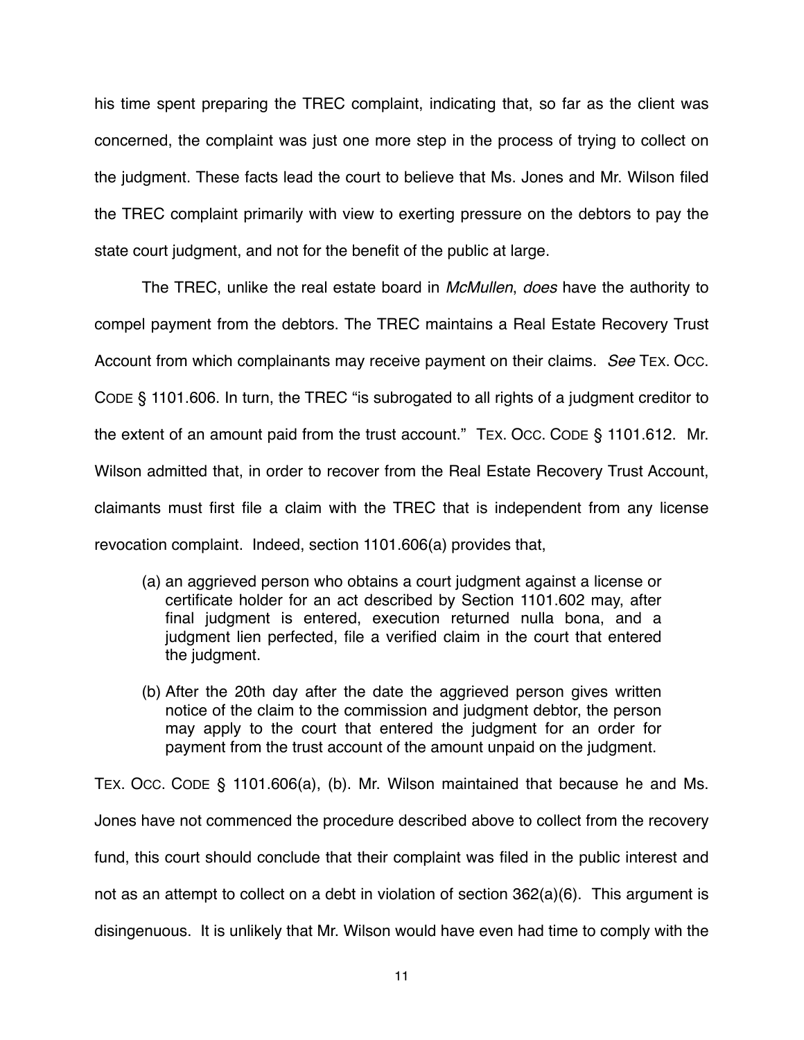his time spent preparing the TREC complaint, indicating that, so far as the client was concerned, the complaint was just one more step in the process of trying to collect on the judgment. These facts lead the court to believe that Ms. Jones and Mr. Wilson filed the TREC complaint primarily with view to exerting pressure on the debtors to pay the state court judgment, and not for the benefit of the public at large.

The TREC, unlike the real estate board in *McMullen*, *does* have the authority to compel payment from the debtors. The TREC maintains a Real Estate Recovery Trust Account from which complainants may receive payment on their claims. *See* TEX. OCC. CODE § 1101.606. In turn, the TREC "is subrogated to all rights of a judgment creditor to the extent of an amount paid from the trust account." TEX. OCC. CODE § 1101.612. Mr. Wilson admitted that, in order to recover from the Real Estate Recovery Trust Account, claimants must first file a claim with the TREC that is independent from any license revocation complaint. Indeed, section 1101.606(a) provides that,

> (a) an aggrieved person who obtains a court judgment against a license or certificate holder for an act described by Section 1101.602 may, after final judgment is entered, execution returned nulla bona, and a judgment lien perfected, file a verified claim in the court that entered the judgment.
>
> (b) After the 20th day after the date the aggrieved person gives written notice of the claim to the commission and judgment debtor, the person may apply to the court that entered the judgment for an order for payment from the trust account of the amount unpaid on the judgment.

TEX. OCC. CODE § 1101.606(a), (b). Mr. Wilson maintained that because he and Ms. Jones have not commenced the procedure described above to collect from the recovery fund, this court should conclude that their complaint was filed in the public interest and not as an attempt to collect on a debt in violation of section 362(a)(6). This argument is disingenuous. It is unlikely that Mr. Wilson would have even had time to comply with the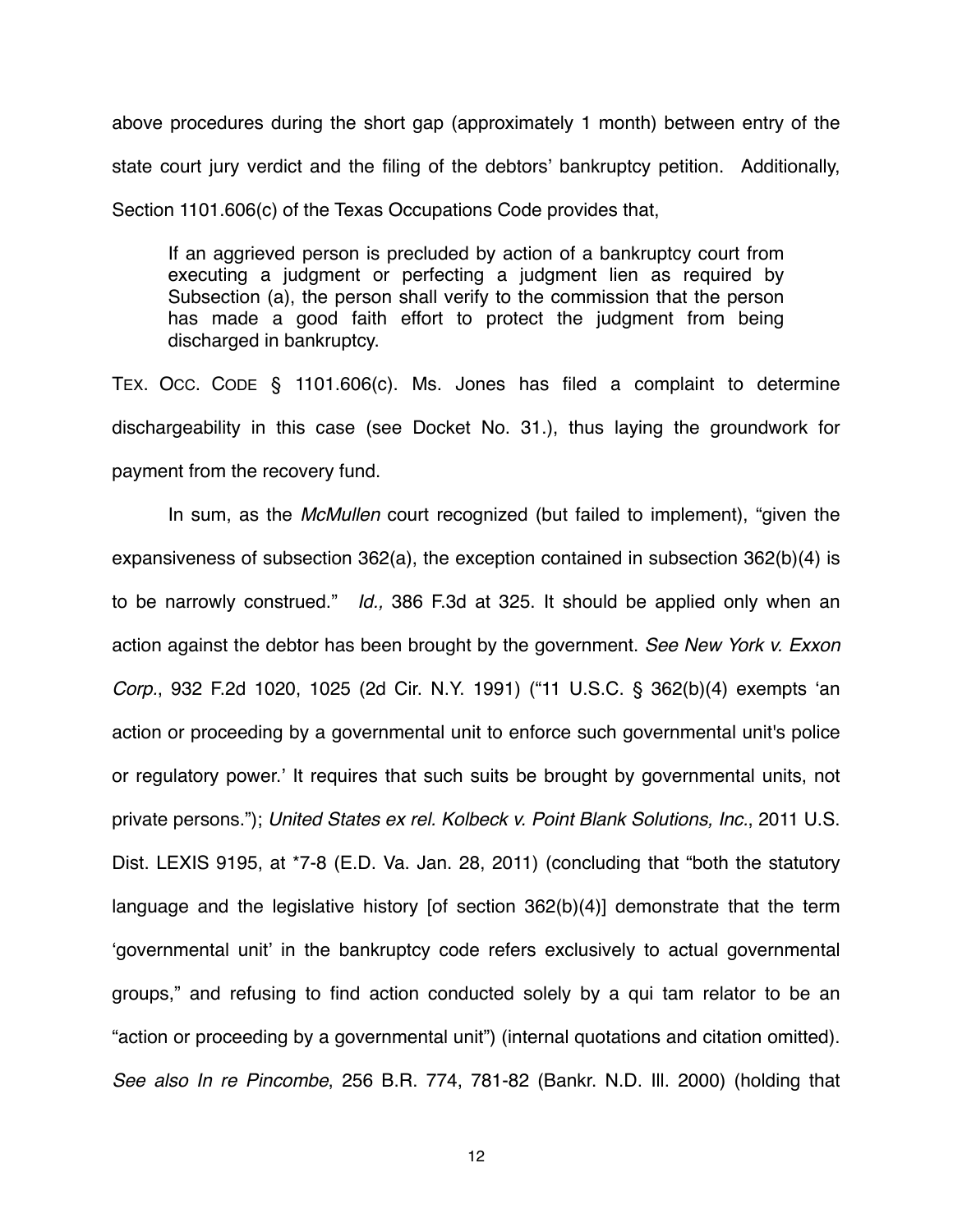above procedures during the short gap (approximately 1 month) between entry of the state court jury verdict and the filing of the debtors' bankruptcy petition. Additionally, Section 1101.606(c) of the Texas Occupations Code provides that,

> If an aggrieved person is precluded by action of a bankruptcy court from executing a judgment or perfecting a judgment lien as required by Subsection (a), the person shall verify to the commission that the person has made a good faith effort to protect the judgment from being discharged in bankruptcy.

TEX. OCC. CODE § 1101.606(c). Ms. Jones has filed a complaint to determine dischargeability in this case (see Docket No. 31.), thus laying the groundwork for payment from the recovery fund.

In sum, as the *McMullen* court recognized (but failed to implement), "given the expansiveness of subsection 362(a), the exception contained in subsection 362(b)(4) is to be narrowly construed." *Id.,* 386 F.3d at 325. It should be applied only when an action against the debtor has been brought by the government. *See New York v. Exxon Corp.*, 932 F.2d 1020, 1025 (2d Cir. N.Y. 1991) ("11 U.S.C. § 362(b)(4) exempts 'an action or proceeding by a governmental unit to enforce such governmental unit's police or regulatory power.' It requires that such suits be brought by governmental units, not private persons."); *United States ex rel. Kolbeck v. Point Blank Solutions, Inc.*, 2011 U.S. Dist. LEXIS 9195, at *7-8 (E.D. Va. Jan. 28, 2011) (concluding that "both the statutory language and the legislative history [of section 362(b)(4)] demonstrate that the term 'governmental unit' in the bankruptcy code refers exclusively to actual governmental groups," and refusing to find action conducted solely by a qui tam relator to be an "action or proceeding by a governmental unit") (internal quotations and citation omitted). *See also In re Pincombe*, 256 B.R. 774, 781-82 (Bankr. N.D. Ill. 2000) (holding that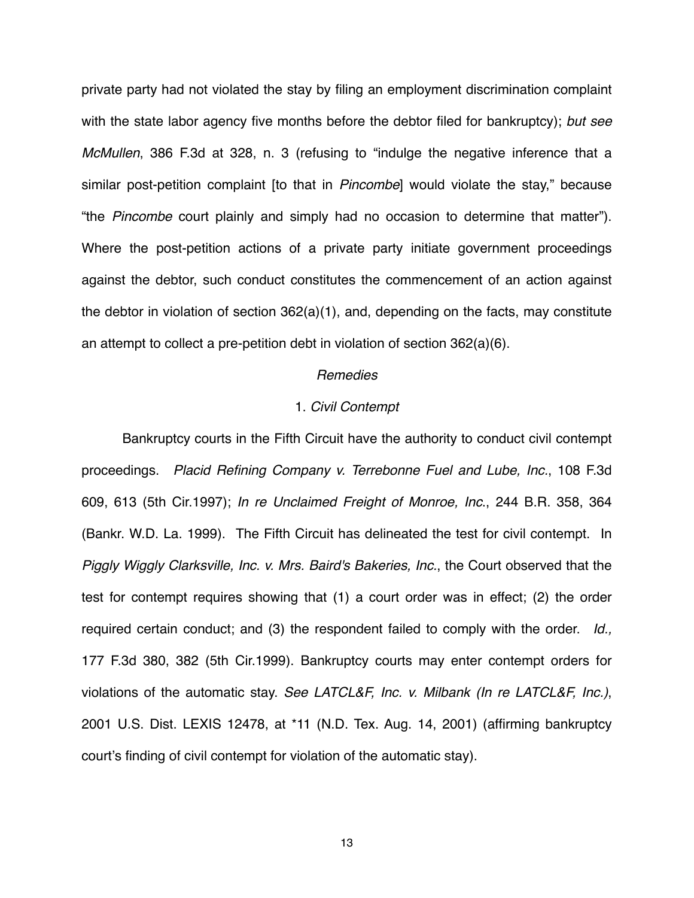private party had not violated the stay by filing an employment discrimination complaint with the state labor agency five months before the debtor filed for bankruptcy); *but see McMullen*, 386 F.3d at 328, n. 3 (refusing to "indulge the negative inference that a similar post-petition complaint [to that in *Pincombe*] would violate the stay," because "the *Pincombe* court plainly and simply had no occasion to determine that matter"). Where the post-petition actions of a private party initiate government proceedings against the debtor, such conduct constitutes the commencement of an action against the debtor in violation of section 362(a)(1), and, depending on the facts, may constitute an attempt to collect a pre-petition debt in violation of section 362(a)(6).

### *Remedies*

#### 1. *Civil Contempt*

Bankruptcy courts in the Fifth Circuit have the authority to conduct civil contempt proceedings. *Placid Refining Company v. Terrebonne Fuel and Lube, Inc.*, 108 F.3d 609, 613 (5th Cir.1997); *In re Unclaimed Freight of Monroe, Inc.*, 244 B.R. 358, 364 (Bankr. W.D. La. 1999). The Fifth Circuit has delineated the test for civil contempt. In *Piggly Wiggly Clarksville, Inc. v. Mrs. Baird's Bakeries, Inc.*, the Court observed that the test for contempt requires showing that (1) a court order was in effect; (2) the order required certain conduct; and (3) the respondent failed to comply with the order. *Id.,* 177 F.3d 380, 382 (5th Cir.1999). Bankruptcy courts may enter contempt orders for violations of the automatic stay. *See LATCL&F, Inc. v. Milbank (In re LATCL&F, Inc.)*, 2001 U.S. Dist. LEXIS 12478, at *11 (N.D. Tex. Aug. 14, 2001) (affirming bankruptcy court's finding of civil contempt for violation of the automatic stay).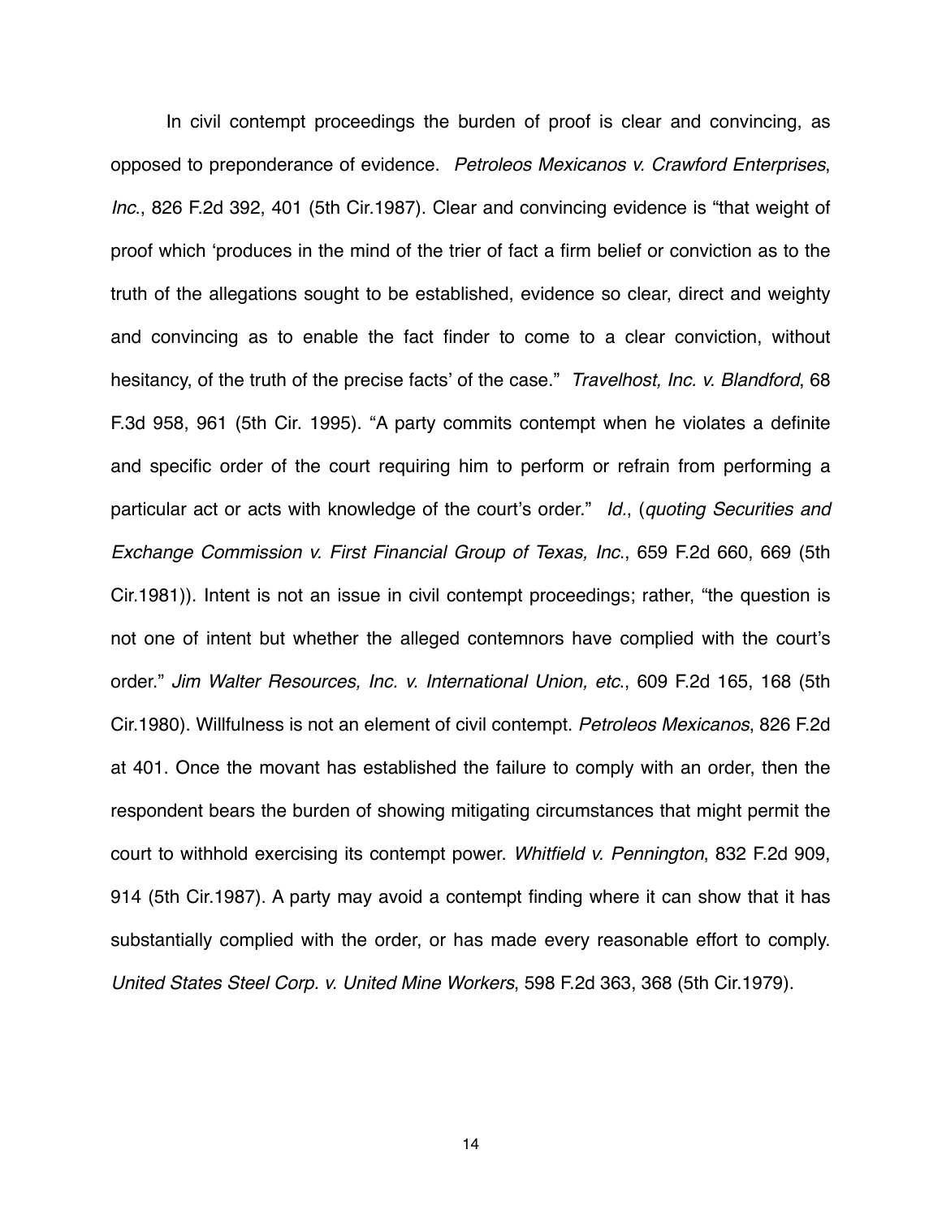In civil contempt proceedings the burden of proof is clear and convincing, as opposed to preponderance of evidence. *Petroleos Mexicanos v. Crawford Enterprises, Inc.*, 826 F.2d 392, 401 (5th Cir.1987). Clear and convincing evidence is "that weight of proof which 'produces in the mind of the trier of fact a firm belief or conviction as to the truth of the allegations sought to be established, evidence so clear, direct and weighty and convincing as to enable the fact finder to come to a clear conviction, without hesitancy, of the truth of the precise facts' of the case." *Travelhost, Inc. v. Blandford*, 68 F.3d 958, 961 (5th Cir. 1995). "A party commits contempt when he violates a definite and specific order of the court requiring him to perform or refrain from performing a particular act or acts with knowledge of the court's order." *Id.*, (*quoting Securities and Exchange Commission v. First Financial Group of Texas, Inc.*, 659 F.2d 660, 669 (5th Cir.1981)). Intent is not an issue in civil contempt proceedings; rather, "the question is not one of intent but whether the alleged contemnors have complied with the court's order." *Jim Walter Resources, Inc. v. International Union, etc.*, 609 F.2d 165, 168 (5th Cir.1980). Willfulness is not an element of civil contempt. *Petroleos Mexicanos*, 826 F.2d at 401. Once the movant has established the failure to comply with an order, then the respondent bears the burden of showing mitigating circumstances that might permit the court to withhold exercising its contempt power. *Whitfield v. Pennington*, 832 F.2d 909, 914 (5th Cir.1987). A party may avoid a contempt finding where it can show that it has substantially complied with the order, or has made every reasonable effort to comply. *United States Steel Corp. v. United Mine Workers*, 598 F.2d 363, 368 (5th Cir.1979).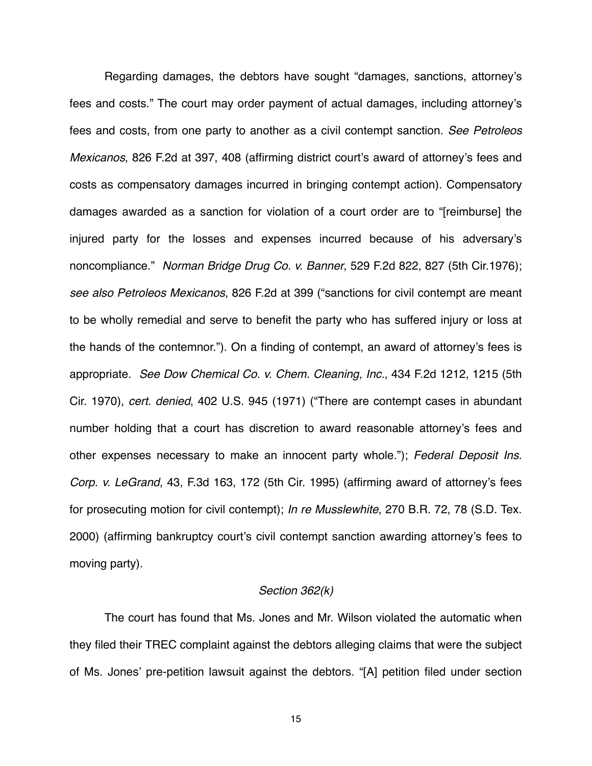Regarding damages, the debtors have sought "damages, sanctions, attorney's fees and costs." The court may order payment of actual damages, including attorney's fees and costs, from one party to another as a civil contempt sanction. *See Petroleos Mexicanos*, 826 F.2d at 397, 408 (affirming district court's award of attorney's fees and costs as compensatory damages incurred in bringing contempt action). Compensatory damages awarded as a sanction for violation of a court order are to "[reimburse] the injured party for the losses and expenses incurred because of his adversary's noncompliance." *Norman Bridge Drug Co. v. Banner*, 529 F.2d 822, 827 (5th Cir.1976); *see also Petroleos Mexicanos*, 826 F.2d at 399 ("sanctions for civil contempt are meant to be wholly remedial and serve to benefit the party who has suffered injury or loss at the hands of the contemnor."). On a finding of contempt, an award of attorney's fees is appropriate. *See Dow Chemical Co. v. Chem. Cleaning, Inc.*, 434 F.2d 1212, 1215 (5th Cir. 1970), *cert. denied*, 402 U.S. 945 (1971) ("There are contempt cases in abundant number holding that a court has discretion to award reasonable attorney's fees and other expenses necessary to make an innocent party whole."); *Federal Deposit Ins. Corp. v. LeGrand*, 43, F.3d 163, 172 (5th Cir. 1995) (affirming award of attorney's fees for prosecuting motion for civil contempt); *In re Musslewhite*, 270 B.R. 72, 78 (S.D. Tex. 2000) (affirming bankruptcy court's civil contempt sanction awarding attorney's fees to moving party).

*Section 362(k)*

The court has found that Ms. Jones and Mr. Wilson violated the automatic when they filed their TREC complaint against the debtors alleging claims that were the subject of Ms. Jones' pre-petition lawsuit against the debtors. "[A] petition filed under section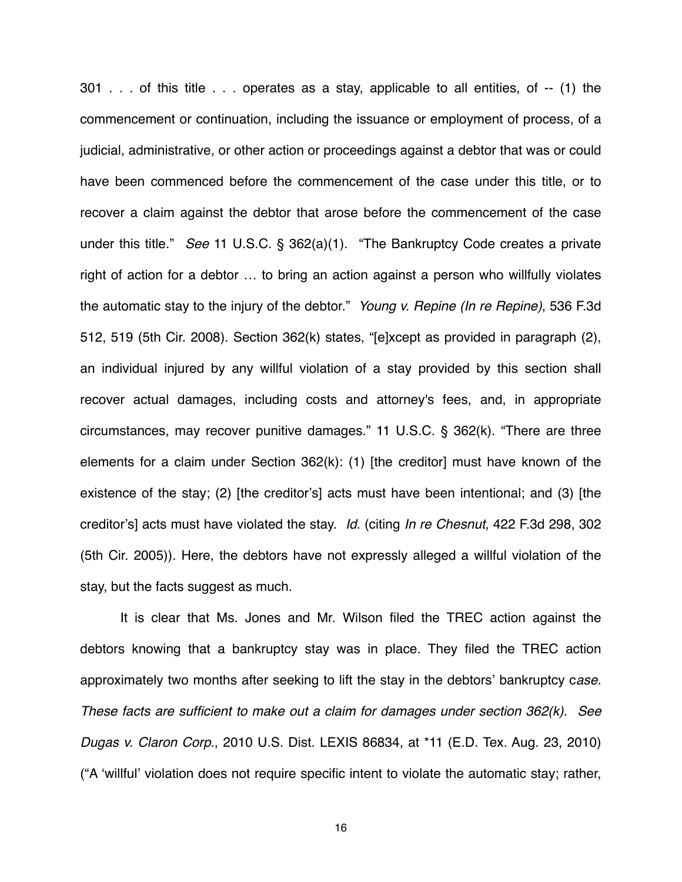301 . . . of this title . . . operates as a stay, applicable to all entities, of -- (1) the commencement or continuation, including the issuance or employment of process, of a judicial, administrative, or other action or proceedings against a debtor that was or could have been commenced before the commencement of the case under this title, or to recover a claim against the debtor that arose before the commencement of the case under this title." *See* 11 U.S.C. § 362(a)(1). "The Bankruptcy Code creates a private right of action for a debtor … to bring an action against a person who willfully violates the automatic stay to the injury of the debtor." *Young v. Repine (In re Repine)*, 536 F.3d 512, 519 (5th Cir. 2008). Section 362(k) states, "[e]xcept as provided in paragraph (2), an individual injured by any willful violation of a stay provided by this section shall recover actual damages, including costs and attorney's fees, and, in appropriate circumstances, may recover punitive damages." 11 U.S.C. § 362(k). "There are three elements for a claim under Section 362(k): (1) [the creditor] must have known of the existence of the stay; (2) [the creditor's] acts must have been intentional; and (3) [the creditor's] acts must have violated the stay. *Id*. (citing *In re Chesnut*, 422 F.3d 298, 302 (5th Cir. 2005)). Here, the debtors have not expressly alleged a willful violation of the stay, but the facts suggest as much.

It is clear that Ms. Jones and Mr. Wilson filed the TREC action against the debtors knowing that a bankruptcy stay was in place. They filed the TREC action approximately two months after seeking to lift the stay in the debtors' bankruptcy c*ase. These facts are sufficient to make out a claim for damages under section 362(k). See* *Dugas v. Claron Corp*., 2010 U.S. Dist. LEXIS 86834, at *11 (E.D. Tex. Aug. 23, 2010) ("A 'willful' violation does not require specific intent to violate the automatic stay; rather,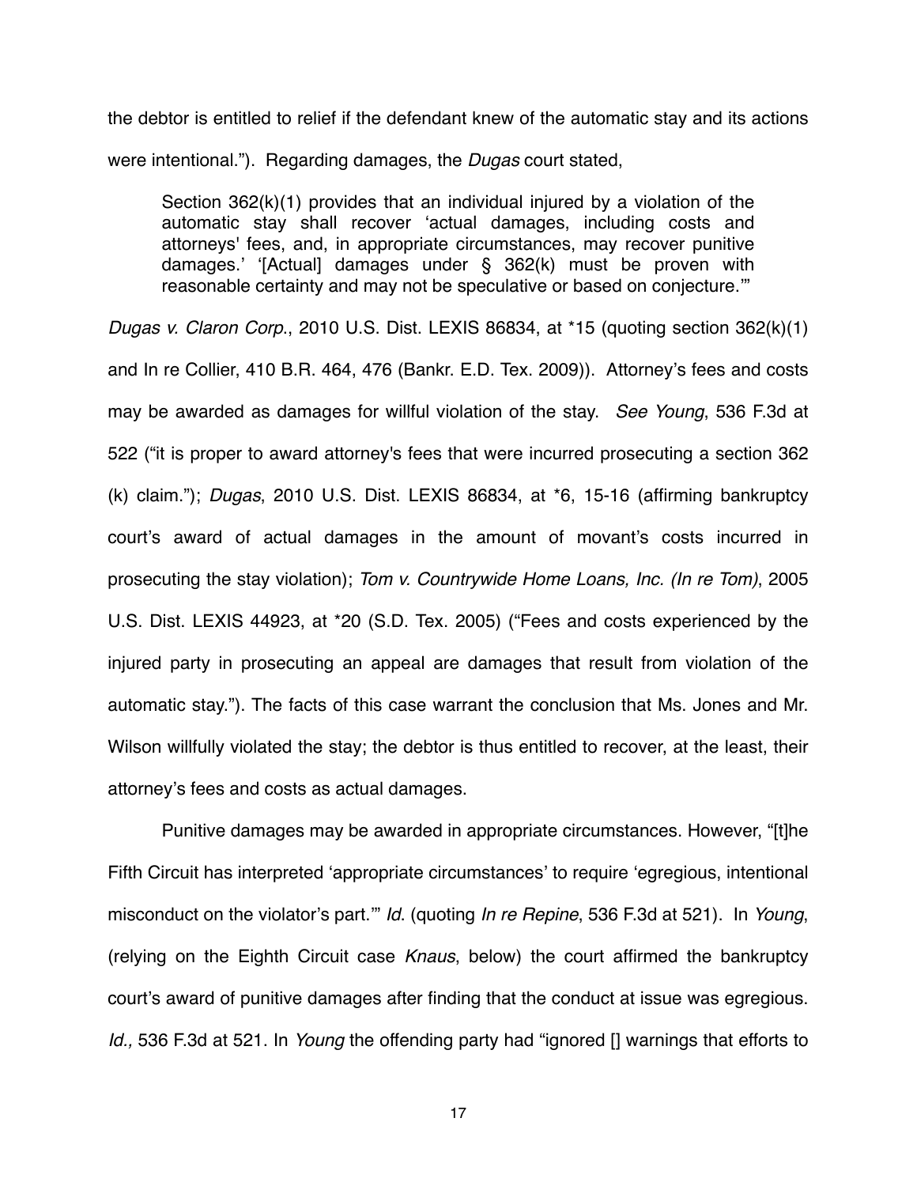the debtor is entitled to relief if the defendant knew of the automatic stay and its actions were intentional."). Regarding damages, the *Dugas* court stated,

> Section 362(k)(1) provides that an individual injured by a violation of the automatic stay shall recover 'actual damages, including costs and attorneys' fees, and, in appropriate circumstances, may recover punitive damages.' '[Actual] damages under § 362(k) must be proven with reasonable certainty and may not be speculative or based on conjecture.'"

*Dugas v. Claron Corp*., 2010 U.S. Dist. LEXIS 86834, at *15 (quoting section 362(k)(1) and In re Collier, 410 B.R. 464, 476 (Bankr. E.D. Tex. 2009)). Attorney's fees and costs may be awarded as damages for willful violation of the stay. *See Young*, 536 F.3d at 522 ("it is proper to award attorney's fees that were incurred prosecuting a section 362 (k) claim."); *Dugas*, 2010 U.S. Dist. LEXIS 86834, at *6, 15-16 (affirming bankruptcy court's award of actual damages in the amount of movant's costs incurred in prosecuting the stay violation); *Tom v. Countrywide Home Loans, Inc. (In re Tom)*, 2005 U.S. Dist. LEXIS 44923, at *20 (S.D. Tex. 2005) ("Fees and costs experienced by the injured party in prosecuting an appeal are damages that result from violation of the automatic stay."). The facts of this case warrant the conclusion that Ms. Jones and Mr. Wilson willfully violated the stay; the debtor is thus entitled to recover, at the least, their attorney's fees and costs as actual damages.

Punitive damages may be awarded in appropriate circumstances. However, "[t]he Fifth Circuit has interpreted 'appropriate circumstances' to require 'egregious, intentional misconduct on the violator's part.'" *Id*. (quoting *In re Repine*, 536 F.3d at 521). In *Young*, (relying on the Eighth Circuit case *Knaus*, below) the court affirmed the bankruptcy court's award of punitive damages after finding that the conduct at issue was egregious. *Id.,* 536 F.3d at 521. In *Young* the offending party had "ignored [] warnings that efforts to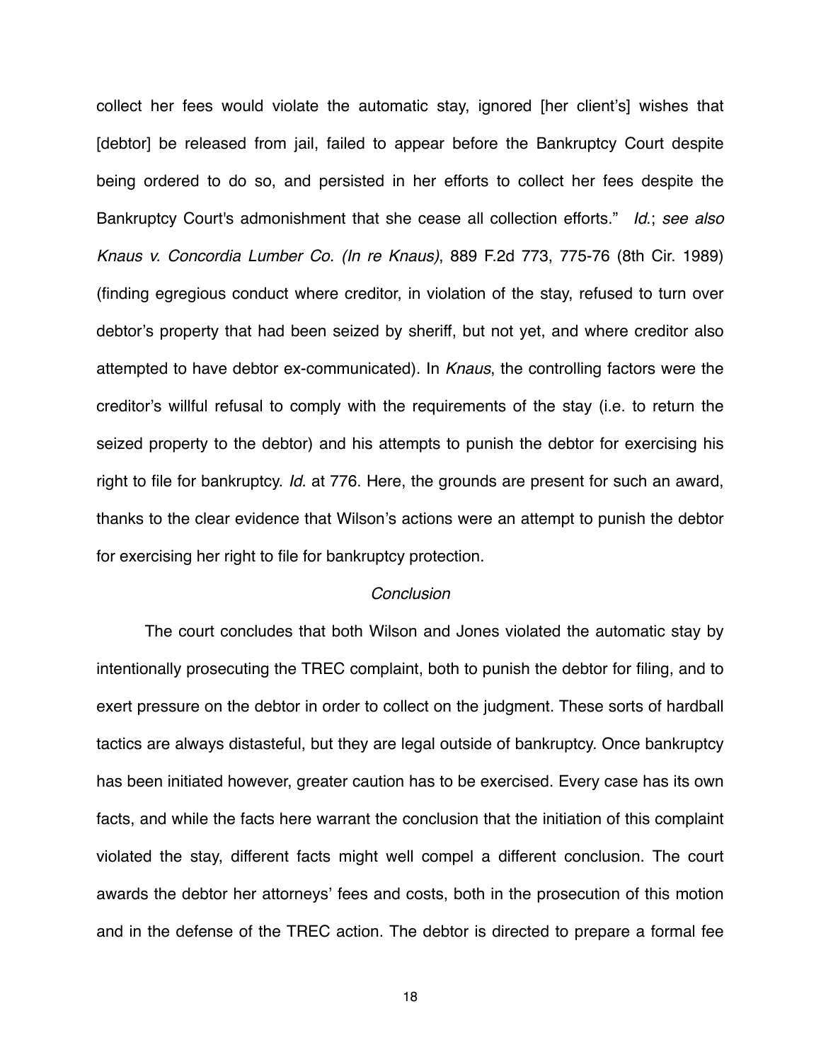collect her fees would violate the automatic stay, ignored [her client's] wishes that [debtor] be released from jail, failed to appear before the Bankruptcy Court despite being ordered to do so, and persisted in her efforts to collect her fees despite the Bankruptcy Court's admonishment that she cease all collection efforts." *Id.*; *see also Knaus v. Concordia Lumber Co. (In re Knaus)*, 889 F.2d 773, 775-76 (8th Cir. 1989) (finding egregious conduct where creditor, in violation of the stay, refused to turn over debtor's property that had been seized by sheriff, but not yet, and where creditor also attempted to have debtor ex-communicated). In *Knaus*, the controlling factors were the creditor's willful refusal to comply with the requirements of the stay (i.e. to return the seized property to the debtor) and his attempts to punish the debtor for exercising his right to file for bankruptcy. *Id*. at 776. Here, the grounds are present for such an award, thanks to the clear evidence that Wilson's actions were an attempt to punish the debtor for exercising her right to file for bankruptcy protection.

*Conclusion*

The court concludes that both Wilson and Jones violated the automatic stay by intentionally prosecuting the TREC complaint, both to punish the debtor for filing, and to exert pressure on the debtor in order to collect on the judgment. These sorts of hardball tactics are always distasteful, but they are legal outside of bankruptcy. Once bankruptcy has been initiated however, greater caution has to be exercised. Every case has its own facts, and while the facts here warrant the conclusion that the initiation of this complaint violated the stay, different facts might well compel a different conclusion. The court awards the debtor her attorneys' fees and costs, both in the prosecution of this motion and in the defense of the TREC action. The debtor is directed to prepare a formal fee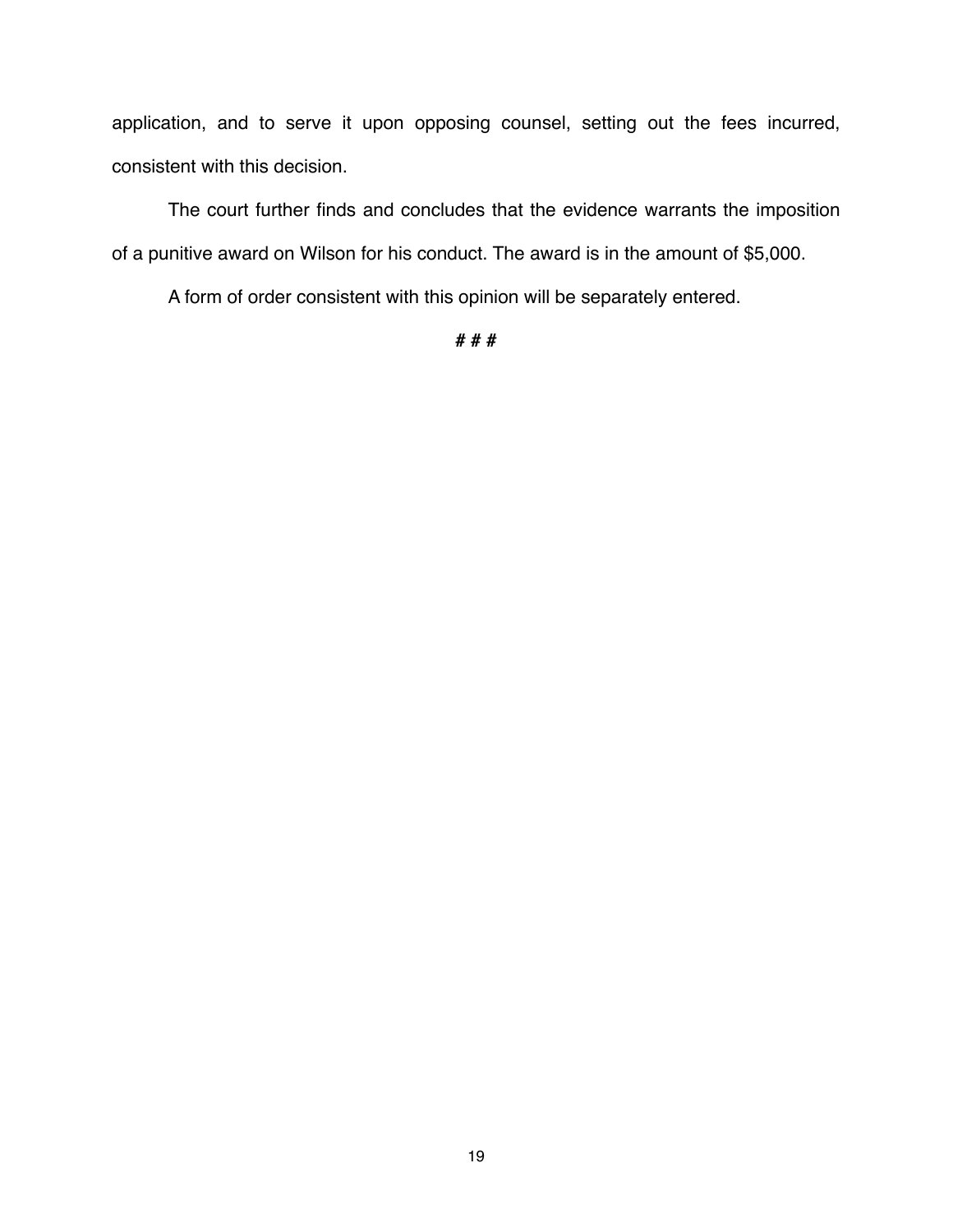application, and to serve it upon opposing counsel, setting out the fees incurred, consistent with this decision.

The court further finds and concludes that the evidence warrants the imposition of a punitive award on Wilson for his conduct. The award is in the amount of $5,000.

A form of order consistent with this opinion will be separately entered.

**# # #**